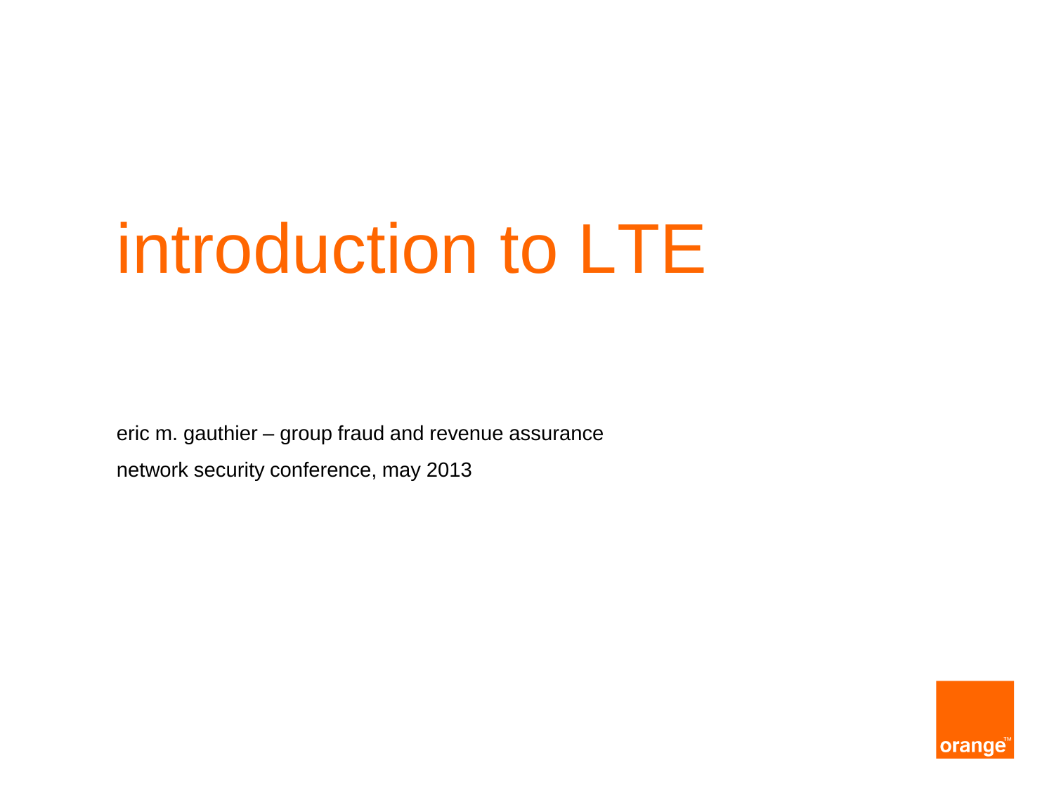# introduction to LTE

eric m. gauthier – group fraud and revenue assurance

network security conference, may 2013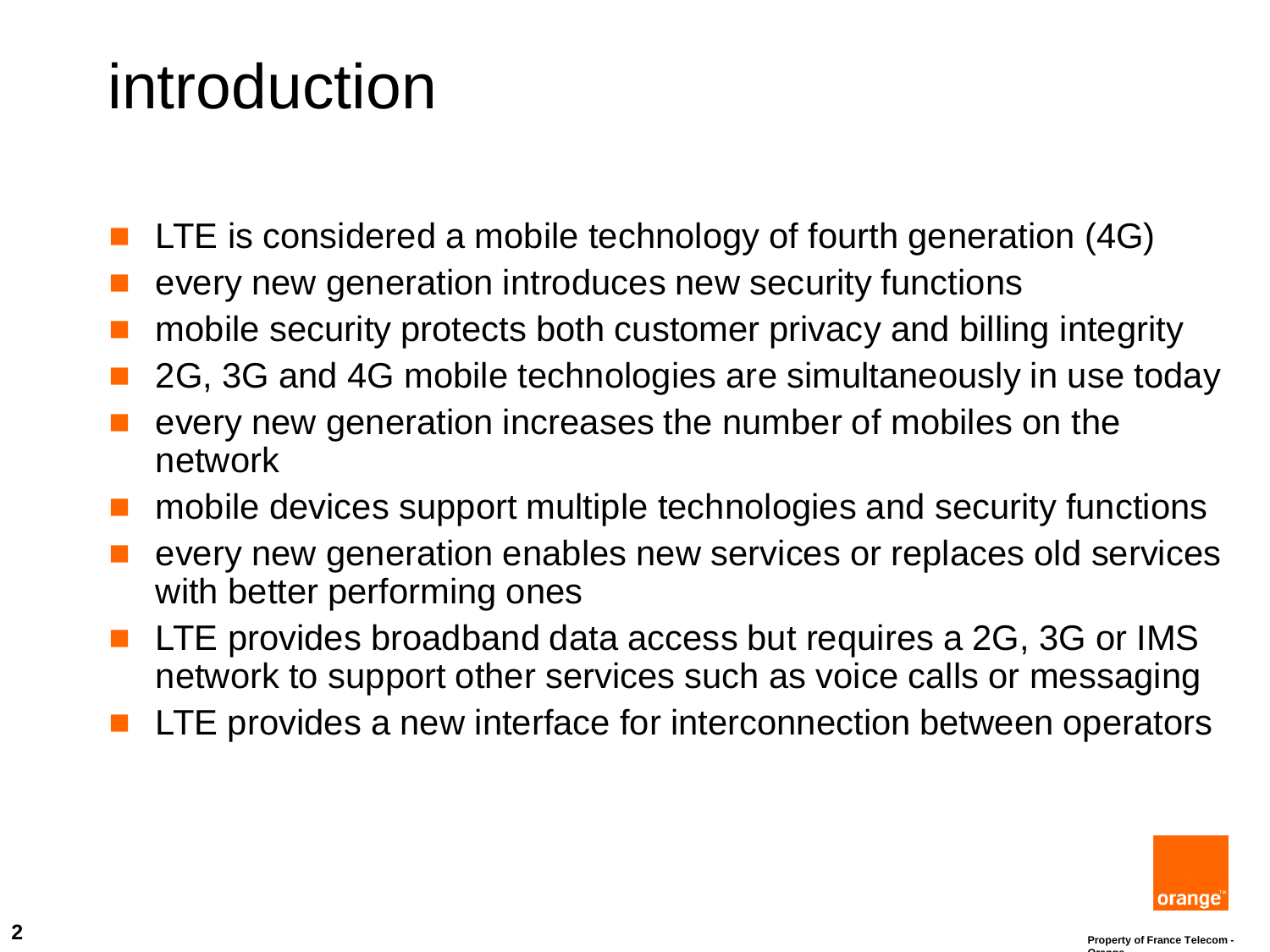# introduction

- LTE is considered a mobile technology of fourth generation (4G)
- every new generation introduces new security functions
- mobile security protects both customer privacy and billing integrity
- 2G, 3G and 4G mobile technologies are simultaneously in use today
- every new generation increases the number of mobiles on the network
- mobile devices support multiple technologies and security functions
- every new generation enables new services or replaces old services with better performing ones
- LTE provides broadband data access but requires a 2G, 3G or IMS network to support other services such as voice calls or messaging
- LTE provides a new interface for interconnection between operators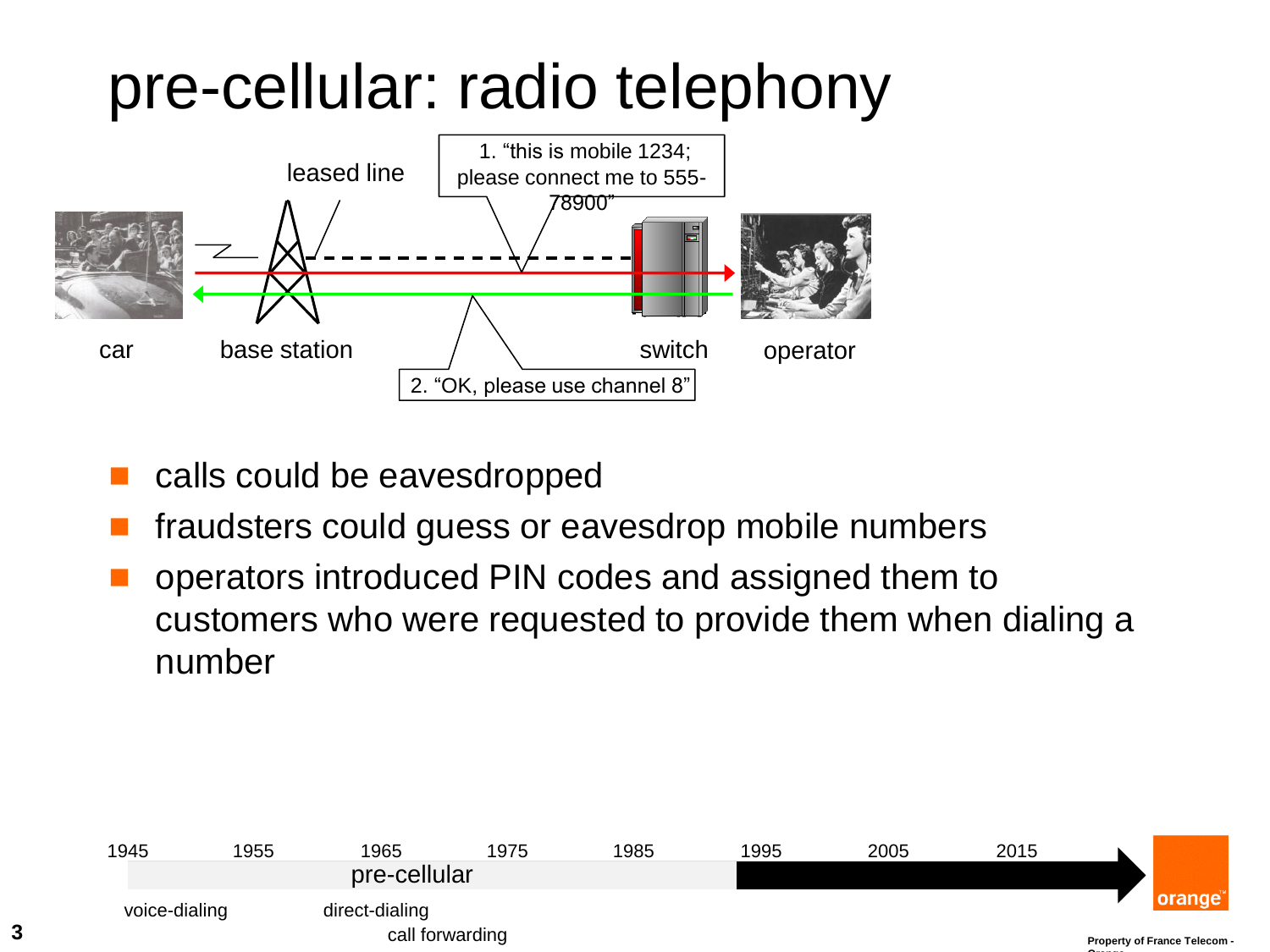# pre-cellular: radio telephony

leased line

1. "this is mobile 1234; please connect me to 555-78900"

car

base station

switch

operator

2. "OK, please use channel 8"

- calls could be eavesdropped
- fraudsters could guess or eavesdrop mobile numbers
- operators introduced PIN codes and assigned them to customers who were requested to provide them when dialing a number

1945 1955 1965 1975 1985 1995 2005 2015

pre-cellular

voice-dialing

direct-dialing

call forwarding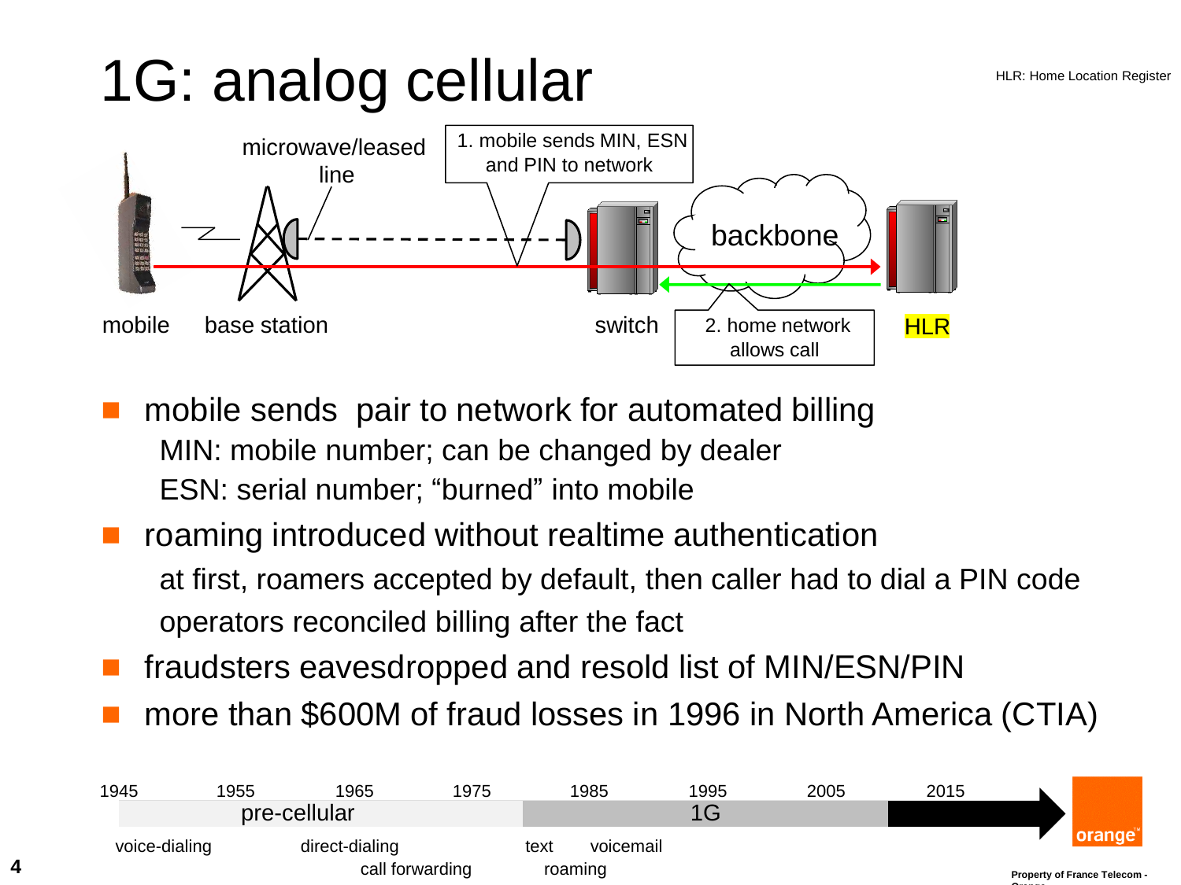# 1G: analog cellular

HLR: Home Location Register

microwave/leased line

1. mobile sends MIN, ESN and PIN to network

backbone

mobile    base station    switch    2. home network allows call    HLR

- mobile sends pair to network for automated billing
  - MIN: mobile number; can be changed by dealer
  - ESN: serial number; "burned" into mobile
- roaming introduced without realtime authentication
  - at first, roamers accepted by default, then caller had to dial a PIN code
  - operators reconciled billing after the fact
- fraudsters eavesdropped and resold list of MIN/ESN/PIN
- more than $600M of fraud losses in 1996 in North America (CTIA)

1945    1955    1965    1975    1985    1995    2005    2015

pre-cellular    1G

voice-dialing    direct-dialing    call forwarding    text    voicemail    roaming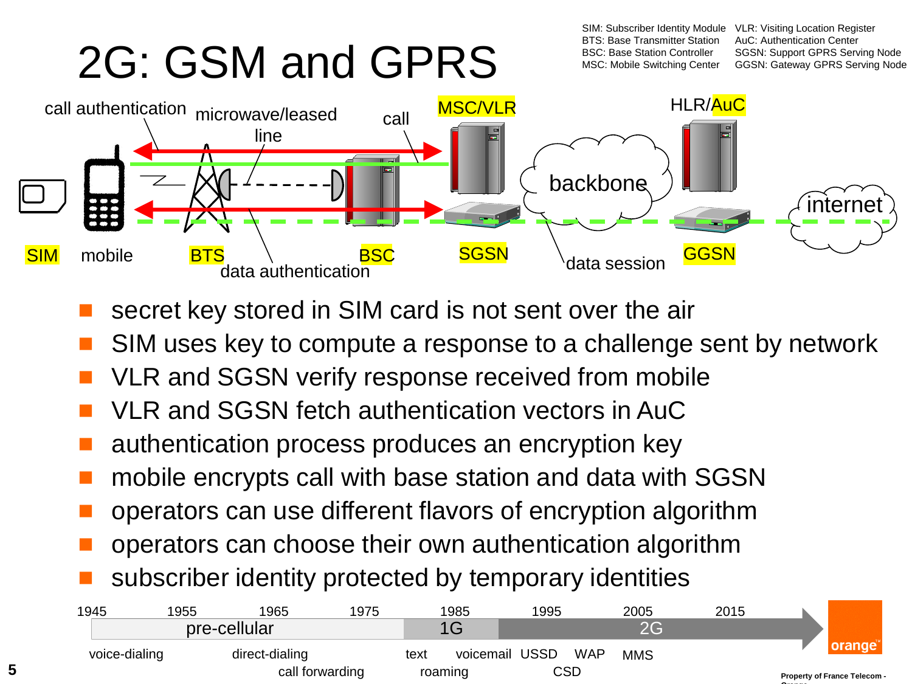# 2G: GSM and GPRS

SIM: Subscriber Identity Module
BTS: Base Transmitter Station
BSC: Base Station Controller
MSC: Mobile Switching Center
VLR: Visiting Location Register
AuC: Authentication Center
SGSN: Support GPRS Serving Node
GGSN: Gateway GPRS Serving Node

call authentication, microwave/leased line, call, MSC/VLR, backbone, HLR/AuC, internet, SIM, mobile, BTS, BSC, SGSN, GGSN, data authentication, data session

- secret key stored in SIM card is not sent over the air
- SIM uses key to compute a response to a challenge sent by network
- VLR and SGSN verify response received from mobile
- VLR and SGSN fetch authentication vectors in AuC
- authentication process produces an encryption key
- mobile encrypts call with base station and data with SGSN
- operators can use different flavors of encryption algorithm
- operators can choose their own authentication algorithm
- subscriber identity protected by temporary identities

1945 | 1955 | 1965 | 1975 | 1985 | 1995 | 2005 | 2015

pre-cellular | 1G | 2G

voice-dialing, direct-dialing, call forwarding, text, roaming, voicemail, USSD, CSD, WAP, MMS

orange

Property of France Telecom - Orange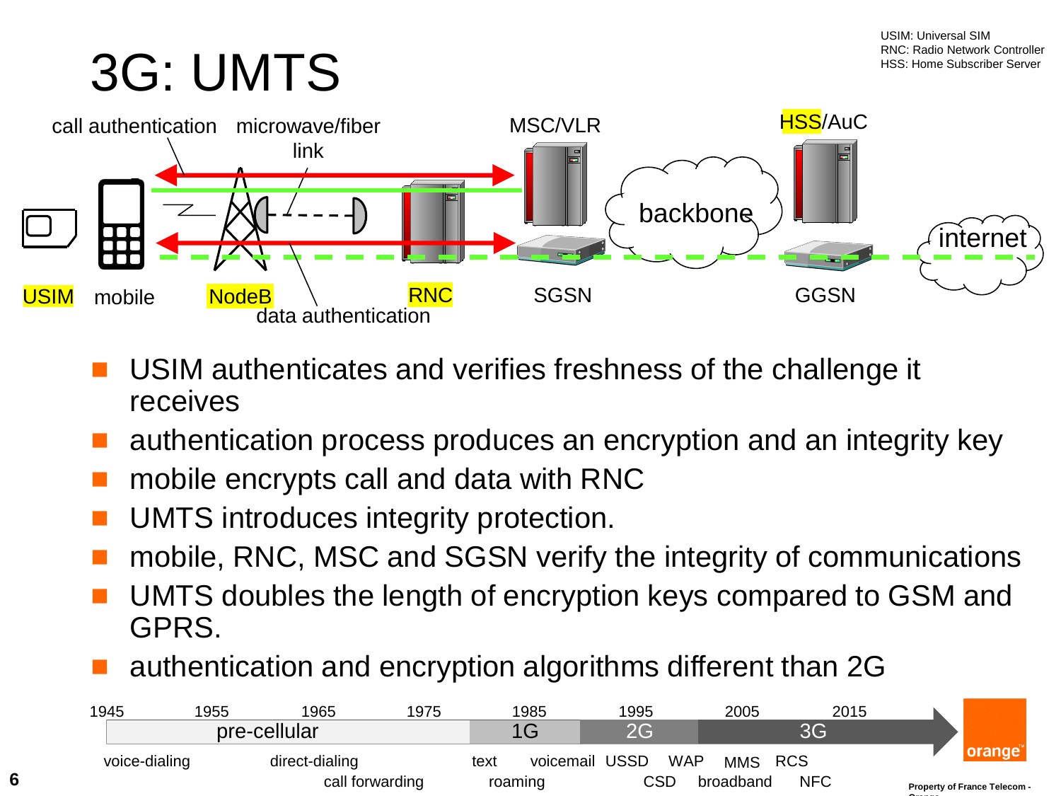# 3G: UMTS

USIM: Universal SIM
RNC: Radio Network Controller
HSS: Home Subscriber Server

call authentication | microwave/fiber link | MSC/VLR | HSS/AuC | backbone | internet

USIM | mobile | NodeB | RNC | SGSN | GGSN

data authentication

- USIM authenticates and verifies freshness of the challenge it receives
- authentication process produces an encryption and an integrity key
- mobile encrypts call and data with RNC
- UMTS introduces integrity protection.
- mobile, RNC, MSC and SGSN verify the integrity of communications
- UMTS doubles the length of encryption keys compared to GSM and GPRS.
- authentication and encryption algorithms different than 2G

1945 | 1955 | 1965 | 1975 | 1985 | 1995 | 2005 | 2015

pre-cellular | 1G | 2G | 3G

voice-dialing, direct-dialing, call forwarding, text, roaming, voicemail, USSD, CSD, WAP, broadband, MMS, RCS, NFC

orange

Property of France Telecom - Orange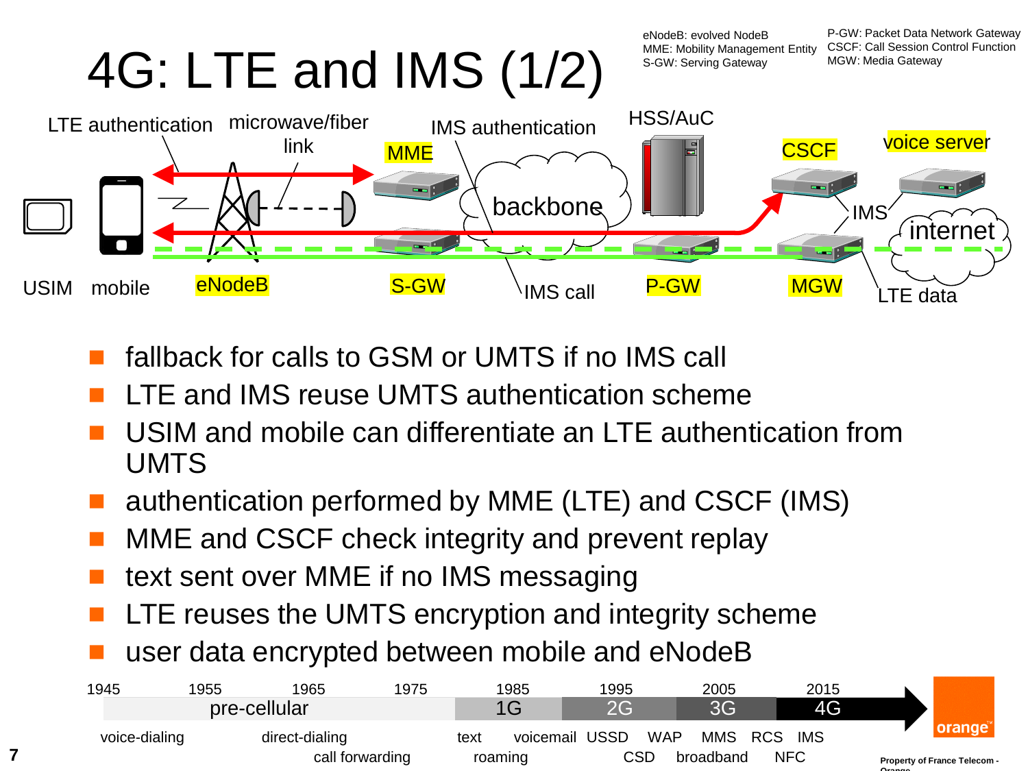# 4G: LTE and IMS (1/2)

eNodeB: evolved NodeB
MME: Mobility Management Entity
S-GW: Serving Gateway

P-GW: Packet Data Network Gateway
CSCF: Call Session Control Function
MGW: Media Gateway

LTE authentication microwave/fiber link IMS authentication HSS/AuC

MME backbone CSCF voice server

USIM mobile eNodeB S-GW IMS call P-GW MGW IMS internet LTE data

- fallback for calls to GSM or UMTS if no IMS call
- LTE and IMS reuse UMTS authentication scheme
- USIM and mobile can differentiate an LTE authentication from UMTS
- authentication performed by MME (LTE) and CSCF (IMS)
- MME and CSCF check integrity and prevent replay
- text sent over MME if no IMS messaging
- LTE reuses the UMTS encryption and integrity scheme
- user data encrypted between mobile and eNodeB

1945 1955 1965 1975 1985 1995 2005 2015

pre-cellular 1G 2G 3G 4G

voice-dialing direct-dialing call forwarding text roaming voicemail USSD CSD WAP broadband MMS RCS NFC IMS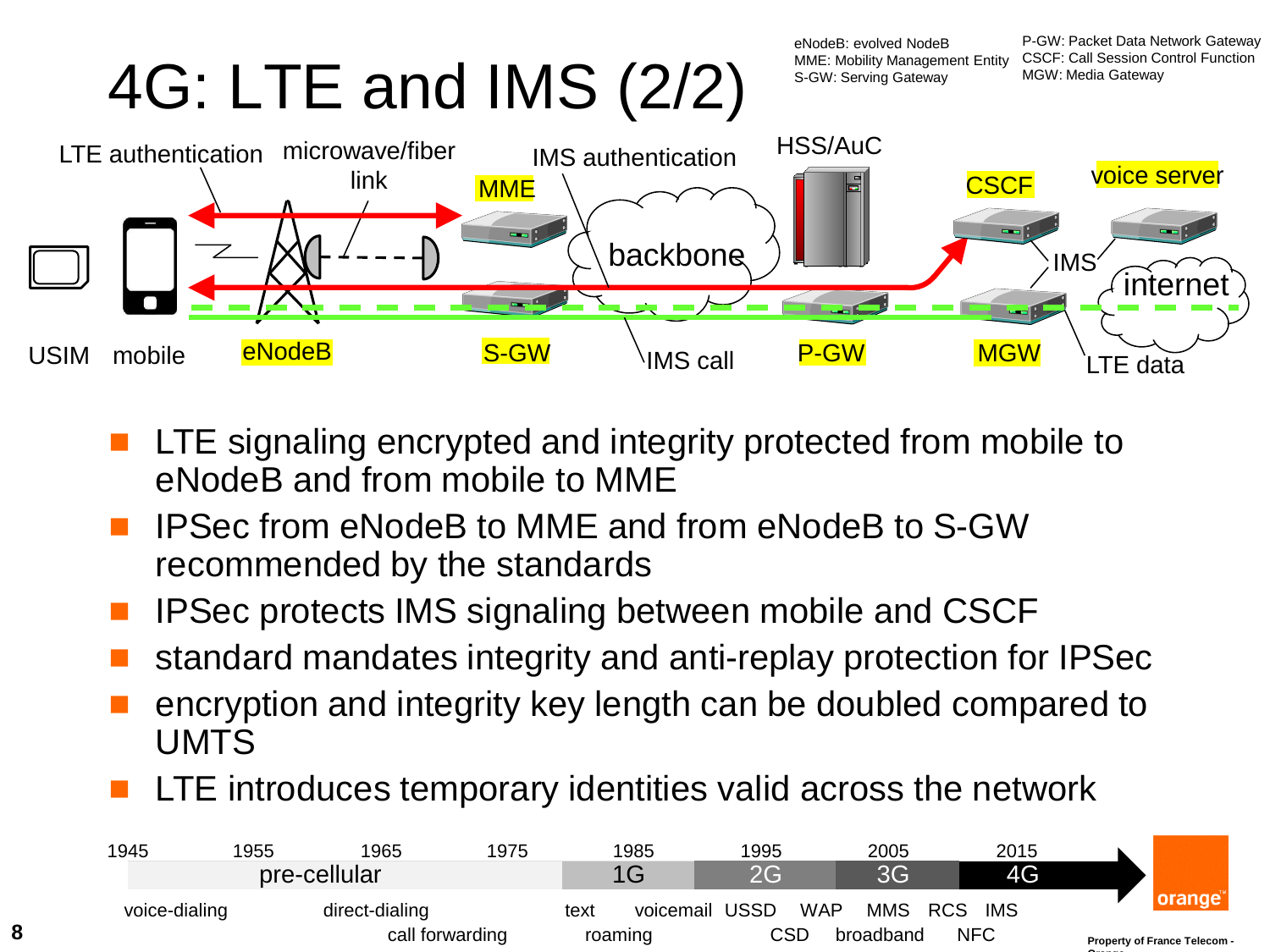# 4G: LTE and IMS (2/2)

eNodeB: evolved NodeB
MME: Mobility Management Entity
S-GW: Serving Gateway

P-GW: Packet Data Network Gateway
CSCF: Call Session Control Function
MGW: Media Gateway

LTE authentication, microwave/fiber link, IMS authentication, HSS/AuC, MME, CSCF, voice server, backbone, IMS, internet, USIM, mobile, eNodeB, S-GW, IMS call, P-GW, MGW, LTE data

- LTE signaling encrypted and integrity protected from mobile to eNodeB and from mobile to MME
- IPSec from eNodeB to MME and from eNodeB to S-GW recommended by the standards
- IPSec protects IMS signaling between mobile and CSCF
- standard mandates integrity and anti-replay protection for IPSec
- encryption and integrity key length can be doubled compared to UMTS
- LTE introduces temporary identities valid across the network

1945 1955 1965 1975 1985 1995 2005 2015

pre-cellular | 1G | 2G | 3G | 4G

voice-dialing, direct-dialing, call forwarding, text, roaming, voicemail, USSD, CSD, WAP, MMS, broadband, RCS, NFC, IMS

Property of France Telecom - Orange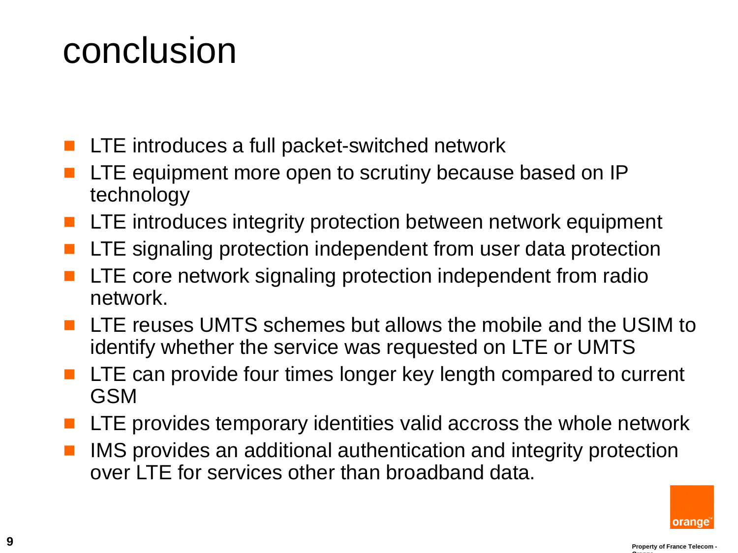# conclusion

- LTE introduces a full packet-switched network
- LTE equipment more open to scrutiny because based on IP technology
- LTE introduces integrity protection between network equipment
- LTE signaling protection independent from user data protection
- LTE core network signaling protection independent from radio network.
- LTE reuses UMTS schemes but allows the mobile and the USIM to identify whether the service was requested on LTE or UMTS
- LTE can provide four times longer key length compared to current GSM
- LTE provides temporary identities valid accross the whole network
- IMS provides an additional authentication and integrity protection over LTE for services other than broadband data.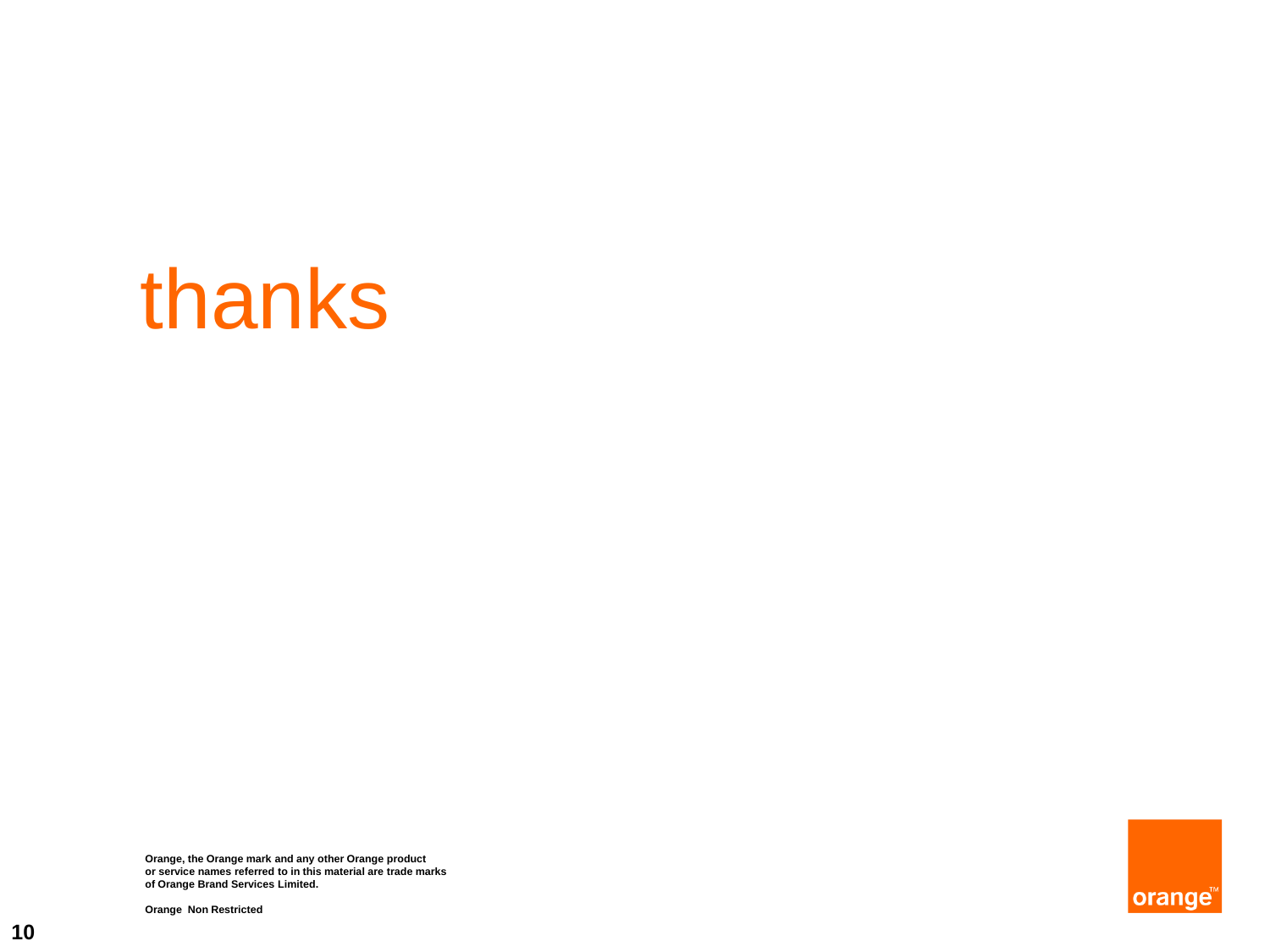# thanks

**Orange, the Orange mark and any other Orange product or service names referred to in this material are trade marks of Orange Brand Services Limited.**

**Orange Non Restricted**

orange™